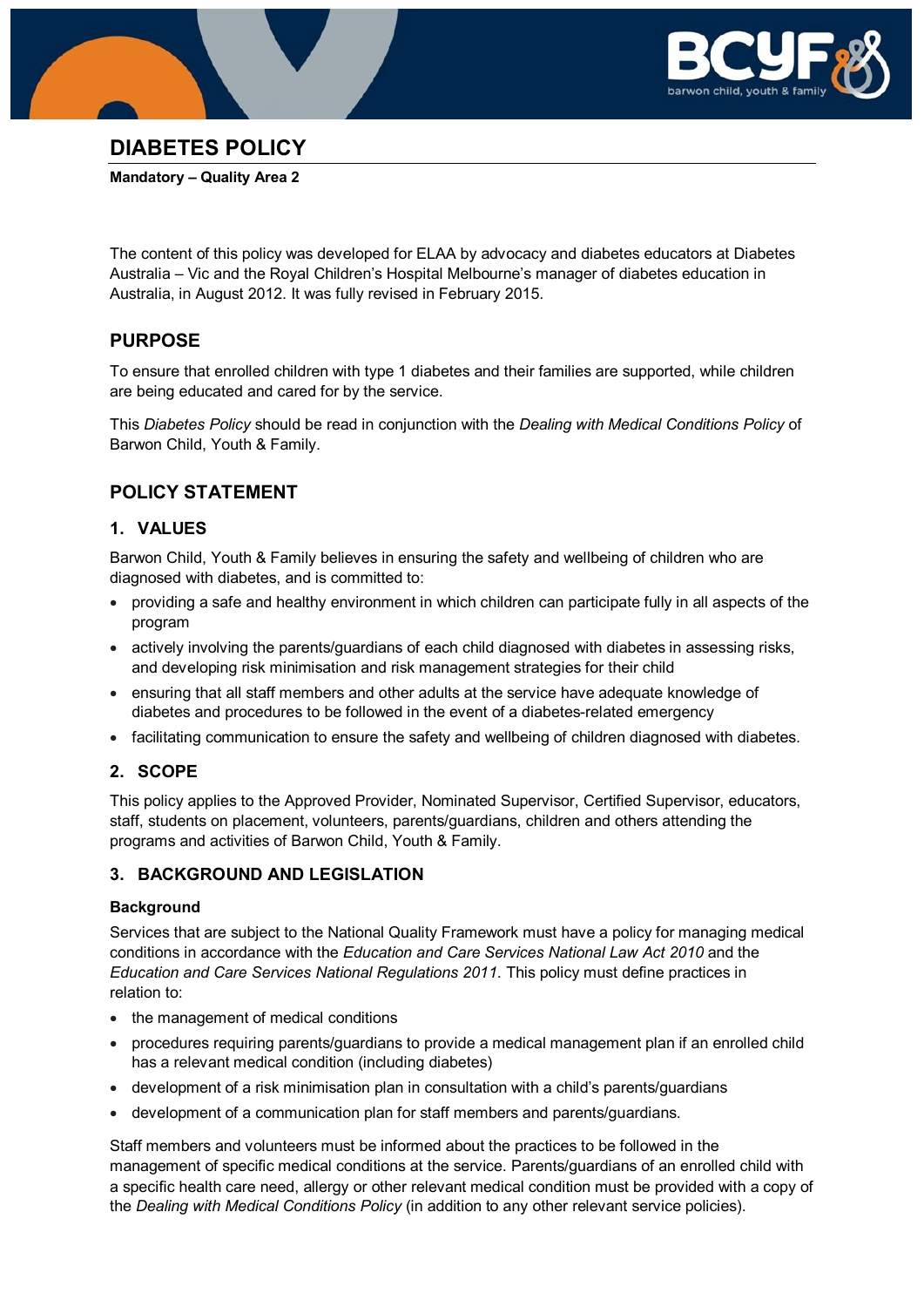# DIABETES POLICY

**Mandatory – Quality Area 2**

The content of this policy was developed for ELAA by advocacy and diabetes educators at Diabetes Australia – Vic and the Royal Children's Hospital Melbourne's manager of diabetes education in Australia, in August 2012. It was fully revised in February 2015.

## PURPOSE

To ensure that enrolled children with type 1 diabetes and their families are supported, while children are being educated and cared for by the service.

This *Diabetes Policy* should be read in conjunction with the *Dealing with Medical Conditions Policy* of Barwon Child, Youth & Family.

## POLICY STATEMENT

### 1. VALUES

Barwon Child, Youth & Family believes in ensuring the safety and wellbeing of children who are diagnosed with diabetes, and is committed to:

- providing a safe and healthy environment in which children can participate fully in all aspects of the program
- actively involving the parents/guardians of each child diagnosed with diabetes in assessing risks, and developing risk minimisation and risk management strategies for their child
- ensuring that all staff members and other adults at the service have adequate knowledge of diabetes and procedures to be followed in the event of a diabetes-related emergency
- facilitating communication to ensure the safety and wellbeing of children diagnosed with diabetes.

### 2. SCOPE

This policy applies to the Approved Provider, Nominated Supervisor, Certified Supervisor, educators, staff, students on placement, volunteers, parents/guardians, children and others attending the programs and activities of Barwon Child, Youth & Family.

### 3. BACKGROUND AND LEGISLATION

**Background**

Services that are subject to the National Quality Framework must have a policy for managing medical conditions in accordance with the *Education and Care Services National Law Act 2010* and the *Education and Care Services National Regulations 2011*. This policy must define practices in relation to:

- the management of medical conditions
- procedures requiring parents/guardians to provide a medical management plan if an enrolled child has a relevant medical condition (including diabetes)
- development of a risk minimisation plan in consultation with a child's parents/guardians
- development of a communication plan for staff members and parents/guardians.

Staff members and volunteers must be informed about the practices to be followed in the management of specific medical conditions at the service. Parents/guardians of an enrolled child with a specific health care need, allergy or other relevant medical condition must be provided with a copy of the *Dealing with Medical Conditions Policy* (in addition to any other relevant service policies).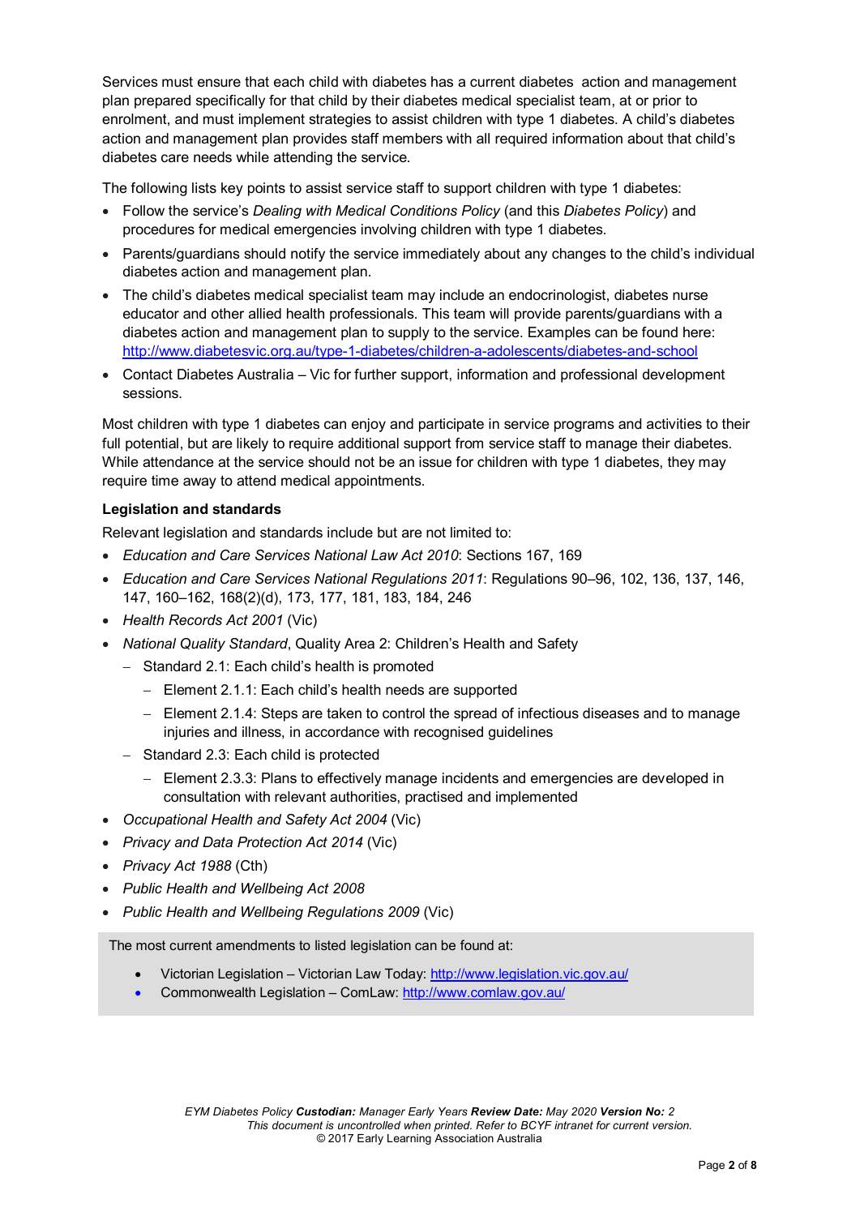Services must ensure that each child with diabetes has a current diabetes action and management plan prepared specifically for that child by their diabetes medical specialist team, at or prior to enrolment, and must implement strategies to assist children with type 1 diabetes. A child's diabetes action and management plan provides staff members with all required information about that child's diabetes care needs while attending the service.

The following lists key points to assist service staff to support children with type 1 diabetes:

- Follow the service's *Dealing with Medical Conditions Policy* (and this *Diabetes Policy*) and procedures for medical emergencies involving children with type 1 diabetes.
- Parents/guardians should notify the service immediately about any changes to the child's individual diabetes action and management plan.
- The child's diabetes medical specialist team may include an endocrinologist, diabetes nurse educator and other allied health professionals. This team will provide parents/guardians with a diabetes action and management plan to supply to the service. Examples can be found here: http://www.diabetesvic.org.au/type-1-diabetes/children-a-adolescents/diabetes-and-school
- Contact Diabetes Australia – Vic for further support, information and professional development sessions.

Most children with type 1 diabetes can enjoy and participate in service programs and activities to their full potential, but are likely to require additional support from service staff to manage their diabetes. While attendance at the service should not be an issue for children with type 1 diabetes, they may require time away to attend medical appointments.

**Legislation and standards**

Relevant legislation and standards include but are not limited to:

- *Education and Care Services National Law Act 2010*: Sections 167, 169
- *Education and Care Services National Regulations 2011*: Regulations 90–96, 102, 136, 137, 146, 147, 160–162, 168(2)(d), 173, 177, 181, 183, 184, 246
- *Health Records Act 2001* (Vic)
- *National Quality Standard*, Quality Area 2: Children's Health and Safety
  - Standard 2.1: Each child's health is promoted
    - Element 2.1.1: Each child's health needs are supported
    - Element 2.1.4: Steps are taken to control the spread of infectious diseases and to manage injuries and illness, in accordance with recognised guidelines
  - Standard 2.3: Each child is protected
    - Element 2.3.3: Plans to effectively manage incidents and emergencies are developed in consultation with relevant authorities, practised and implemented
- *Occupational Health and Safety Act 2004* (Vic)
- *Privacy and Data Protection Act 2014* (Vic)
- *Privacy Act 1988* (Cth)
- *Public Health and Wellbeing Act 2008*
- *Public Health and Wellbeing Regulations 2009* (Vic)

The most current amendments to listed legislation can be found at:

- Victorian Legislation – Victorian Law Today: http://www.legislation.vic.gov.au/
- Commonwealth Legislation – ComLaw: http://www.comlaw.gov.au/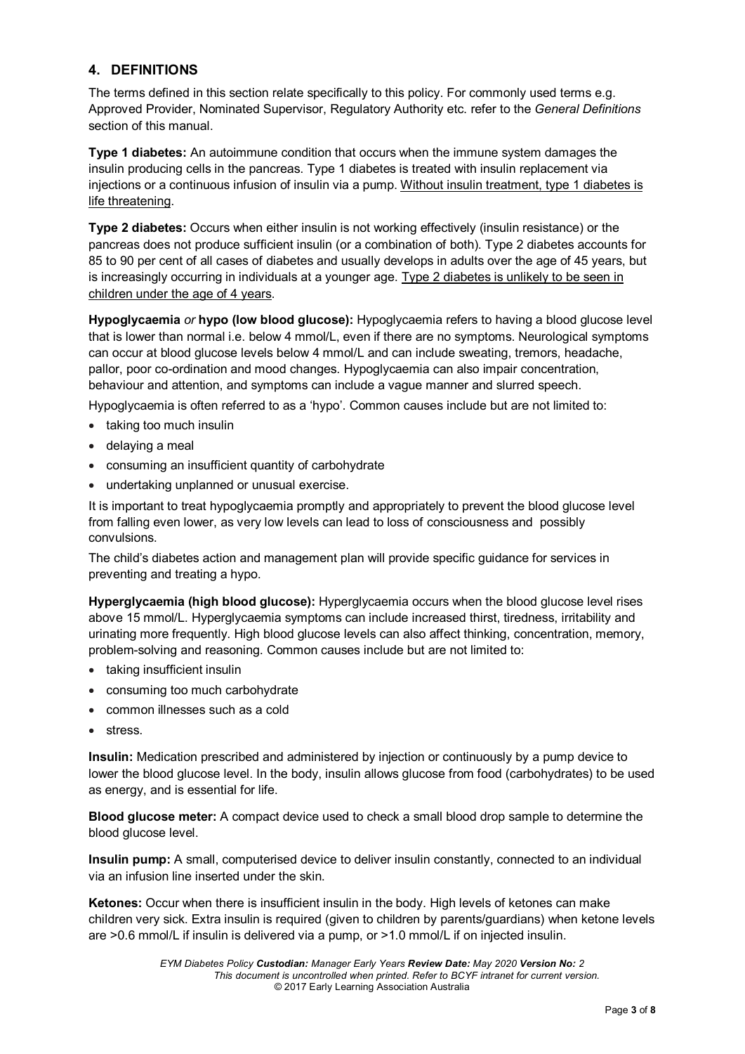## 4. DEFINITIONS

The terms defined in this section relate specifically to this policy. For commonly used terms e.g. Approved Provider, Nominated Supervisor, Regulatory Authority etc. refer to the *General Definitions* section of this manual.

**Type 1 diabetes:** An autoimmune condition that occurs when the immune system damages the insulin producing cells in the pancreas. Type 1 diabetes is treated with insulin replacement via injections or a continuous infusion of insulin via a pump. <u>Without insulin treatment, type 1 diabetes is life threatening</u>.

**Type 2 diabetes:** Occurs when either insulin is not working effectively (insulin resistance) or the pancreas does not produce sufficient insulin (or a combination of both). Type 2 diabetes accounts for 85 to 90 per cent of all cases of diabetes and usually develops in adults over the age of 45 years, but is increasingly occurring in individuals at a younger age. <u>Type 2 diabetes is unlikely to be seen in children under the age of 4 years</u>.

**Hypoglycaemia** *or* **hypo (low blood glucose):** Hypoglycaemia refers to having a blood glucose level that is lower than normal i.e. below 4 mmol/L, even if there are no symptoms. Neurological symptoms can occur at blood glucose levels below 4 mmol/L and can include sweating, tremors, headache, pallor, poor co-ordination and mood changes. Hypoglycaemia can also impair concentration, behaviour and attention, and symptoms can include a vague manner and slurred speech.

Hypoglycaemia is often referred to as a 'hypo'. Common causes include but are not limited to:

- taking too much insulin
- delaying a meal
- consuming an insufficient quantity of carbohydrate
- undertaking unplanned or unusual exercise.

It is important to treat hypoglycaemia promptly and appropriately to prevent the blood glucose level from falling even lower, as very low levels can lead to loss of consciousness and possibly convulsions.

The child's diabetes action and management plan will provide specific guidance for services in preventing and treating a hypo.

**Hyperglycaemia (high blood glucose):** Hyperglycaemia occurs when the blood glucose level rises above 15 mmol/L. Hyperglycaemia symptoms can include increased thirst, tiredness, irritability and urinating more frequently. High blood glucose levels can also affect thinking, concentration, memory, problem-solving and reasoning. Common causes include but are not limited to:

- taking insufficient insulin
- consuming too much carbohydrate
- common illnesses such as a cold
- stress.

**Insulin:** Medication prescribed and administered by injection or continuously by a pump device to lower the blood glucose level. In the body, insulin allows glucose from food (carbohydrates) to be used as energy, and is essential for life.

**Blood glucose meter:** A compact device used to check a small blood drop sample to determine the blood glucose level.

**Insulin pump:** A small, computerised device to deliver insulin constantly, connected to an individual via an infusion line inserted under the skin.

**Ketones:** Occur when there is insufficient insulin in the body. High levels of ketones can make children very sick. Extra insulin is required (given to children by parents/guardians) when ketone levels are >0.6 mmol/L if insulin is delivered via a pump, or >1.0 mmol/L if on injected insulin.

*EYM Diabetes Policy* ***Custodian:*** *Manager Early Years* ***Review Date:*** *May 2020* ***Version No:*** *2*
*This document is uncontrolled when printed. Refer to BCYF intranet for current version.*
© 2017 Early Learning Association Australia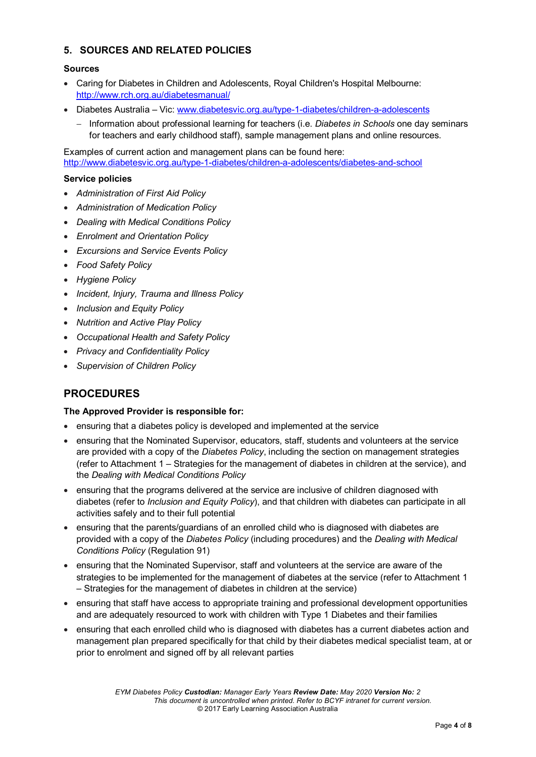## 5. SOURCES AND RELATED POLICIES

### Sources

- Caring for Diabetes in Children and Adolescents, Royal Children's Hospital Melbourne: http://www.rch.org.au/diabetesmanual/
- Diabetes Australia – Vic: www.diabetesvic.org.au/type-1-diabetes/children-a-adolescents
  - Information about professional learning for teachers (i.e. *Diabetes in Schools* one day seminars for teachers and early childhood staff), sample management plans and online resources.

Examples of current action and management plans can be found here: http://www.diabetesvic.org.au/type-1-diabetes/children-a-adolescents/diabetes-and-school

### Service policies

- *Administration of First Aid Policy*
- *Administration of Medication Policy*
- *Dealing with Medical Conditions Policy*
- *Enrolment and Orientation Policy*
- *Excursions and Service Events Policy*
- *Food Safety Policy*
- *Hygiene Policy*
- *Incident, Injury, Trauma and Illness Policy*
- *Inclusion and Equity Policy*
- *Nutrition and Active Play Policy*
- *Occupational Health and Safety Policy*
- *Privacy and Confidentiality Policy*
- *Supervision of Children Policy*

# PROCEDURES

**The Approved Provider is responsible for:**

- ensuring that a diabetes policy is developed and implemented at the service
- ensuring that the Nominated Supervisor, educators, staff, students and volunteers at the service are provided with a copy of the *Diabetes Policy*, including the section on management strategies (refer to Attachment 1 – Strategies for the management of diabetes in children at the service), and the *Dealing with Medical Conditions Policy*
- ensuring that the programs delivered at the service are inclusive of children diagnosed with diabetes (refer to *Inclusion and Equity Policy*), and that children with diabetes can participate in all activities safely and to their full potential
- ensuring that the parents/guardians of an enrolled child who is diagnosed with diabetes are provided with a copy of the *Diabetes Policy* (including procedures) and the *Dealing with Medical Conditions Policy* (Regulation 91)
- ensuring that the Nominated Supervisor, staff and volunteers at the service are aware of the strategies to be implemented for the management of diabetes at the service (refer to Attachment 1 – Strategies for the management of diabetes in children at the service)
- ensuring that staff have access to appropriate training and professional development opportunities and are adequately resourced to work with children with Type 1 Diabetes and their families
- ensuring that each enrolled child who is diagnosed with diabetes has a current diabetes action and management plan prepared specifically for that child by their diabetes medical specialist team, at or prior to enrolment and signed off by all relevant parties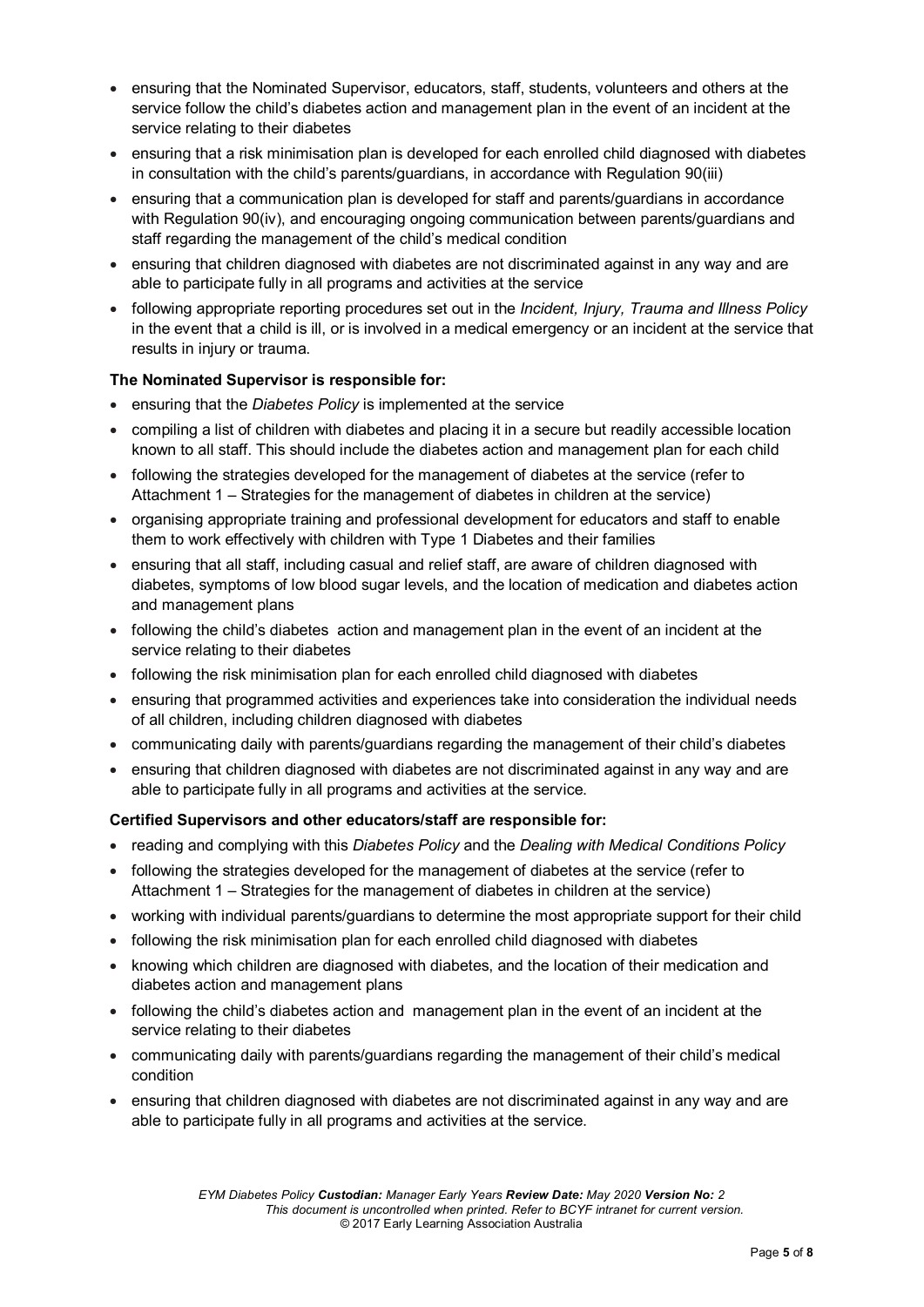- ensuring that the Nominated Supervisor, educators, staff, students, volunteers and others at the service follow the child's diabetes action and management plan in the event of an incident at the service relating to their diabetes
- ensuring that a risk minimisation plan is developed for each enrolled child diagnosed with diabetes in consultation with the child's parents/guardians, in accordance with Regulation 90(iii)
- ensuring that a communication plan is developed for staff and parents/guardians in accordance with Regulation 90(iv), and encouraging ongoing communication between parents/guardians and staff regarding the management of the child's medical condition
- ensuring that children diagnosed with diabetes are not discriminated against in any way and are able to participate fully in all programs and activities at the service
- following appropriate reporting procedures set out in the *Incident, Injury, Trauma and Illness Policy* in the event that a child is ill, or is involved in a medical emergency or an incident at the service that results in injury or trauma.

**The Nominated Supervisor is responsible for:**

- ensuring that the *Diabetes Policy* is implemented at the service
- compiling a list of children with diabetes and placing it in a secure but readily accessible location known to all staff. This should include the diabetes action and management plan for each child
- following the strategies developed for the management of diabetes at the service (refer to Attachment 1 – Strategies for the management of diabetes in children at the service)
- organising appropriate training and professional development for educators and staff to enable them to work effectively with children with Type 1 Diabetes and their families
- ensuring that all staff, including casual and relief staff, are aware of children diagnosed with diabetes, symptoms of low blood sugar levels, and the location of medication and diabetes action and management plans
- following the child's diabetes action and management plan in the event of an incident at the service relating to their diabetes
- following the risk minimisation plan for each enrolled child diagnosed with diabetes
- ensuring that programmed activities and experiences take into consideration the individual needs of all children, including children diagnosed with diabetes
- communicating daily with parents/guardians regarding the management of their child's diabetes
- ensuring that children diagnosed with diabetes are not discriminated against in any way and are able to participate fully in all programs and activities at the service.

**Certified Supervisors and other educators/staff are responsible for:**

- reading and complying with this *Diabetes Policy* and the *Dealing with Medical Conditions Policy*
- following the strategies developed for the management of diabetes at the service (refer to Attachment 1 – Strategies for the management of diabetes in children at the service)
- working with individual parents/guardians to determine the most appropriate support for their child
- following the risk minimisation plan for each enrolled child diagnosed with diabetes
- knowing which children are diagnosed with diabetes, and the location of their medication and diabetes action and management plans
- following the child's diabetes action and management plan in the event of an incident at the service relating to their diabetes
- communicating daily with parents/guardians regarding the management of their child's medical condition
- ensuring that children diagnosed with diabetes are not discriminated against in any way and are able to participate fully in all programs and activities at the service.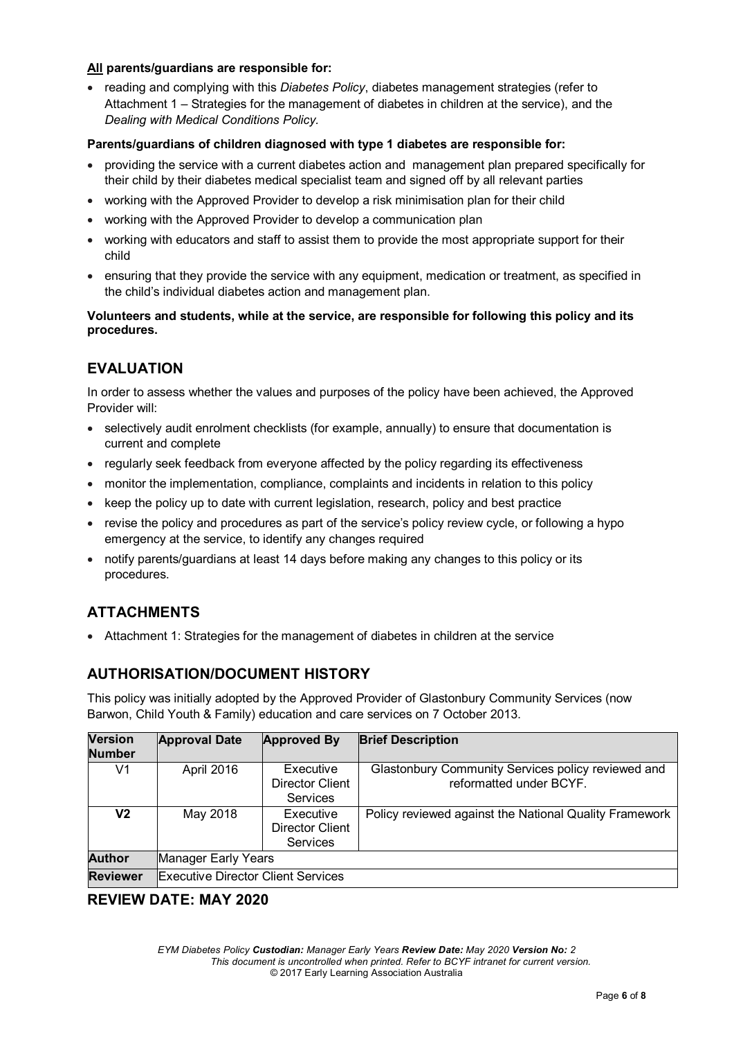**<u>All</u> parents/guardians are responsible for:**

- reading and complying with this *Diabetes Policy*, diabetes management strategies (refer to Attachment 1 – Strategies for the management of diabetes in children at the service), and the *Dealing with Medical Conditions Policy.*

**Parents/guardians of children diagnosed with type 1 diabetes are responsible for:**

- providing the service with a current diabetes action and management plan prepared specifically for their child by their diabetes medical specialist team and signed off by all relevant parties
- working with the Approved Provider to develop a risk minimisation plan for their child
- working with the Approved Provider to develop a communication plan
- working with educators and staff to assist them to provide the most appropriate support for their child
- ensuring that they provide the service with any equipment, medication or treatment, as specified in the child's individual diabetes action and management plan.

**Volunteers and students, while at the service, are responsible for following this policy and its procedures.**

## EVALUATION

In order to assess whether the values and purposes of the policy have been achieved, the Approved Provider will:

- selectively audit enrolment checklists (for example, annually) to ensure that documentation is current and complete
- regularly seek feedback from everyone affected by the policy regarding its effectiveness
- monitor the implementation, compliance, complaints and incidents in relation to this policy
- keep the policy up to date with current legislation, research, policy and best practice
- revise the policy and procedures as part of the service's policy review cycle, or following a hypo emergency at the service, to identify any changes required
- notify parents/guardians at least 14 days before making any changes to this policy or its procedures.

## ATTACHMENTS

- Attachment 1: Strategies for the management of diabetes in children at the service

## AUTHORISATION/DOCUMENT HISTORY

This policy was initially adopted by the Approved Provider of Glastonbury Community Services (now Barwon, Child Youth & Family) education and care services on 7 October 2013.

| Version Number | Approval Date | Approved By | Brief Description |
|---|---|---|---|
| V1 | April 2016 | Executive Director Client Services | Glastonbury Community Services policy reviewed and reformatted under BCYF. |
| **V2** | May 2018 | Executive Director Client Services | Policy reviewed against the National Quality Framework |
| **Author** | Manager Early Years | | |
| **Reviewer** | Executive Director Client Services | | |

## REVIEW DATE: MAY 2020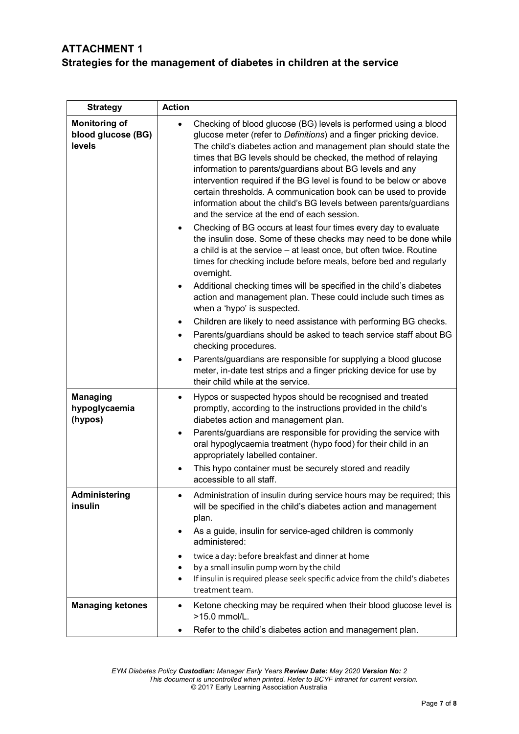## ATTACHMENT 1
## Strategies for the management of diabetes in children at the service

| Strategy | Action |
| --- | --- |
| **Monitoring of blood glucose (BG) levels** | • Checking of blood glucose (BG) levels is performed using a blood glucose meter (refer to *Definitions*) and a finger pricking device. The child's diabetes action and management plan should state the times that BG levels should be checked, the method of relaying information to parents/guardians about BG levels and any intervention required if the BG level is found to be below or above certain thresholds. A communication book can be used to provide information about the child's BG levels between parents/guardians and the service at the end of each session.<br>• Checking of BG occurs at least four times every day to evaluate the insulin dose. Some of these checks may need to be done while a child is at the service – at least once, but often twice. Routine times for checking include before meals, before bed and regularly overnight.<br>• Additional checking times will be specified in the child's diabetes action and management plan. These could include such times as when a 'hypo' is suspected.<br>• Children are likely to need assistance with performing BG checks.<br>• Parents/guardians should be asked to teach service staff about BG checking procedures.<br>• Parents/guardians are responsible for supplying a blood glucose meter, in-date test strips and a finger pricking device for use by their child while at the service. |
| **Managing hypoglycaemia (hypos)** | • Hypos or suspected hypos should be recognised and treated promptly, according to the instructions provided in the child's diabetes action and management plan.<br>• Parents/guardians are responsible for providing the service with oral hypoglycaemia treatment (hypo food) for their child in an appropriately labelled container.<br>• This hypo container must be securely stored and readily accessible to all staff. |
| **Administering insulin** | • Administration of insulin during service hours may be required; this will be specified in the child's diabetes action and management plan.<br>• As a guide, insulin for service-aged children is commonly administered:<br>• twice a day: before breakfast and dinner at home<br>• by a small insulin pump worn by the child<br>• If insulin is required please seek specific advice from the child's diabetes treatment team. |
| **Managing ketones** | • Ketone checking may be required when their blood glucose level is >15.0 mmol/L.<br>• Refer to the child's diabetes action and management plan. |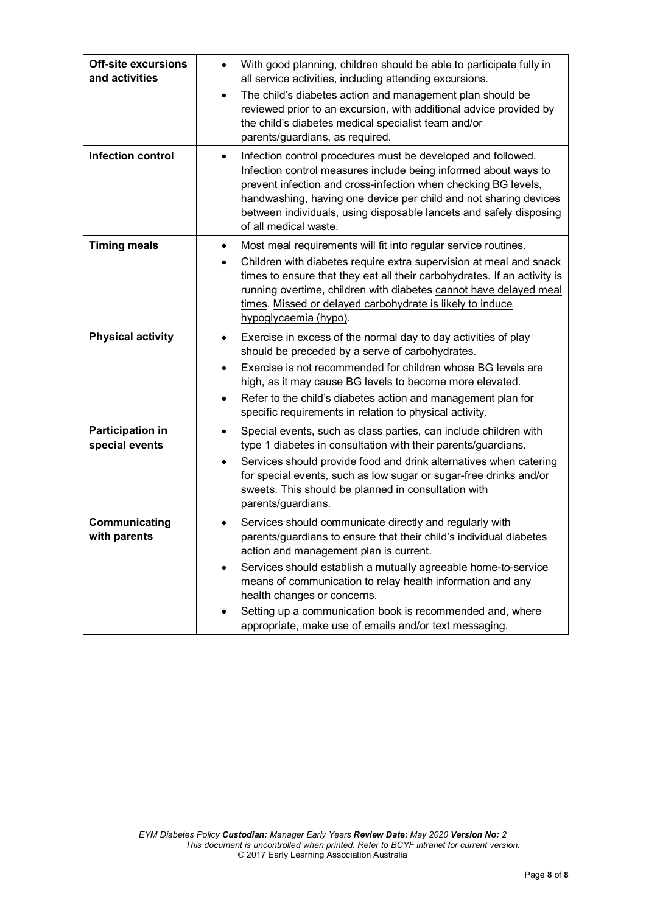| | |
|---|---|
| **Off-site excursions and activities** | • With good planning, children should be able to participate fully in all service activities, including attending excursions.<br>• The child's diabetes action and management plan should be reviewed prior to an excursion, with additional advice provided by the child's diabetes medical specialist team and/or parents/guardians, as required. |
| **Infection control** | • Infection control procedures must be developed and followed. Infection control measures include being informed about ways to prevent infection and cross-infection when checking BG levels, handwashing, having one device per child and not sharing devices between individuals, using disposable lancets and safely disposing of all medical waste. |
| **Timing meals** | • Most meal requirements will fit into regular service routines.<br>• Children with diabetes require extra supervision at meal and snack times to ensure that they eat all their carbohydrates. If an activity is running overtime, children with diabetes <u>cannot have delayed meal times</u>. <u>Missed or delayed carbohydrate is likely to induce hypoglycaemia (hypo)</u>. |
| **Physical activity** | • Exercise in excess of the normal day to day activities of play should be preceded by a serve of carbohydrates.<br>• Exercise is not recommended for children whose BG levels are high, as it may cause BG levels to become more elevated.<br>• Refer to the child's diabetes action and management plan for specific requirements in relation to physical activity. |
| **Participation in special events** | • Special events, such as class parties, can include children with type 1 diabetes in consultation with their parents/guardians.<br>• Services should provide food and drink alternatives when catering for special events, such as low sugar or sugar-free drinks and/or sweets. This should be planned in consultation with parents/guardians. |
| **Communicating with parents** | • Services should communicate directly and regularly with parents/guardians to ensure that their child's individual diabetes action and management plan is current.<br>• Services should establish a mutually agreeable home-to-service means of communication to relay health information and any health changes or concerns.<br>• Setting up a communication book is recommended and, where appropriate, make use of emails and/or text messaging. |